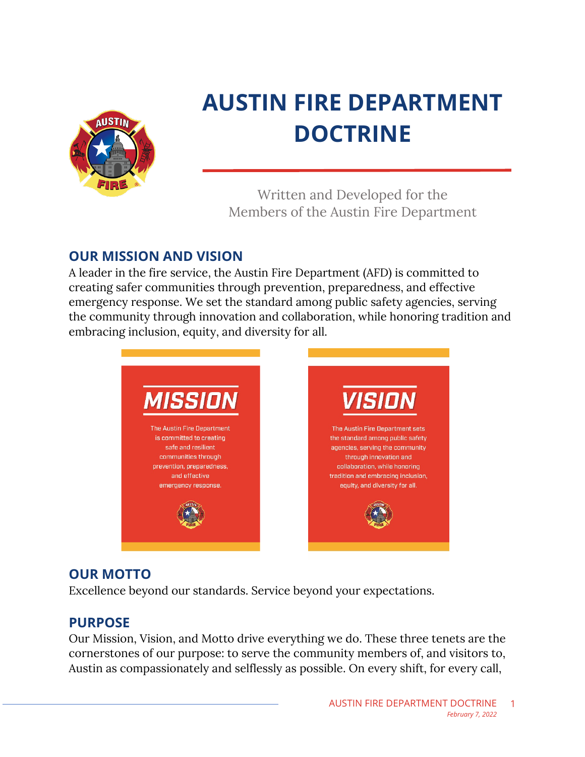# AUSTIN FIRE DEPARTMENT DOCTRINE

Written and Developed for the Members of the Austin Fire Department

## OUR MISSION AND VISION

A leader in the fire service, the Austin Fire Department (AFD) is committed to creating safer communities through prevention, preparedness, and effective emergency response. We set the standard among public safety agencies, serving the community through innovation and collaboration, while honoring tradition and embracing inclusion, equity, and diversity for all.

**MISSION**

The Austin Fire Department is committed to creating safe and resilient communities through prevention, preparedness, and effective emergency response.

**VISION**

The Austin Fire Department sets the standard among public safety agencies, serving the community through innovation and collaboration, while honoring tradition and embracing inclusion, equity, and diversity for all.

## OUR MOTTO

Excellence beyond our standards. Service beyond your expectations.

## PURPOSE

Our Mission, Vision, and Motto drive everything we do. These three tenets are the cornerstones of our purpose: to serve the community members of, and visitors to, Austin as compassionately and selflessly as possible. On every shift, for every call,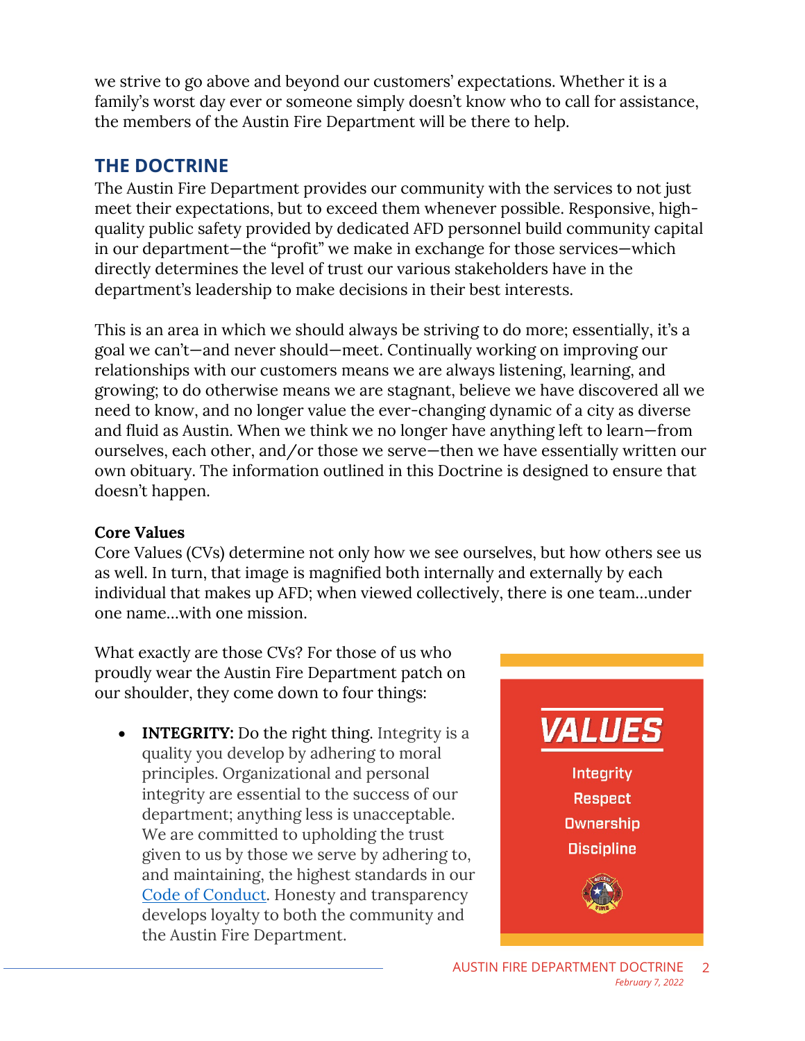we strive to go above and beyond our customers' expectations. Whether it is a family's worst day ever or someone simply doesn't know who to call for assistance, the members of the Austin Fire Department will be there to help.

## THE DOCTRINE

The Austin Fire Department provides our community with the services to not just meet their expectations, but to exceed them whenever possible. Responsive, high-quality public safety provided by dedicated AFD personnel build community capital in our department—the "profit" we make in exchange for those services—which directly determines the level of trust our various stakeholders have in the department's leadership to make decisions in their best interests.

This is an area in which we should always be striving to do more; essentially, it's a goal we can't—and never should—meet. Continually working on improving our relationships with our customers means we are always listening, learning, and growing; to do otherwise means we are stagnant, believe we have discovered all we need to know, and no longer value the ever-changing dynamic of a city as diverse and fluid as Austin. When we think we no longer have anything left to learn—from ourselves, each other, and/or those we serve—then we have essentially written our own obituary. The information outlined in this Doctrine is designed to ensure that doesn't happen.

### Core Values

Core Values (CVs) determine not only how we see ourselves, but how others see us as well. In turn, that image is magnified both internally and externally by each individual that makes up AFD; when viewed collectively, there is one team…under one name…with one mission.

What exactly are those CVs? For those of us who proudly wear the Austin Fire Department patch on our shoulder, they come down to four things:

**VALUES**

Integrity
Respect
Ownership
Discipline

- **INTEGRITY:** Do the right thing. Integrity is a quality you develop by adhering to moral principles. Organizational and personal integrity are essential to the success of our department; anything less is unacceptable. We are committed to upholding the trust given to us by those we serve by adhering to, and maintaining, the highest standards in our Code of Conduct. Honesty and transparency develops loyalty to both the community and the Austin Fire Department.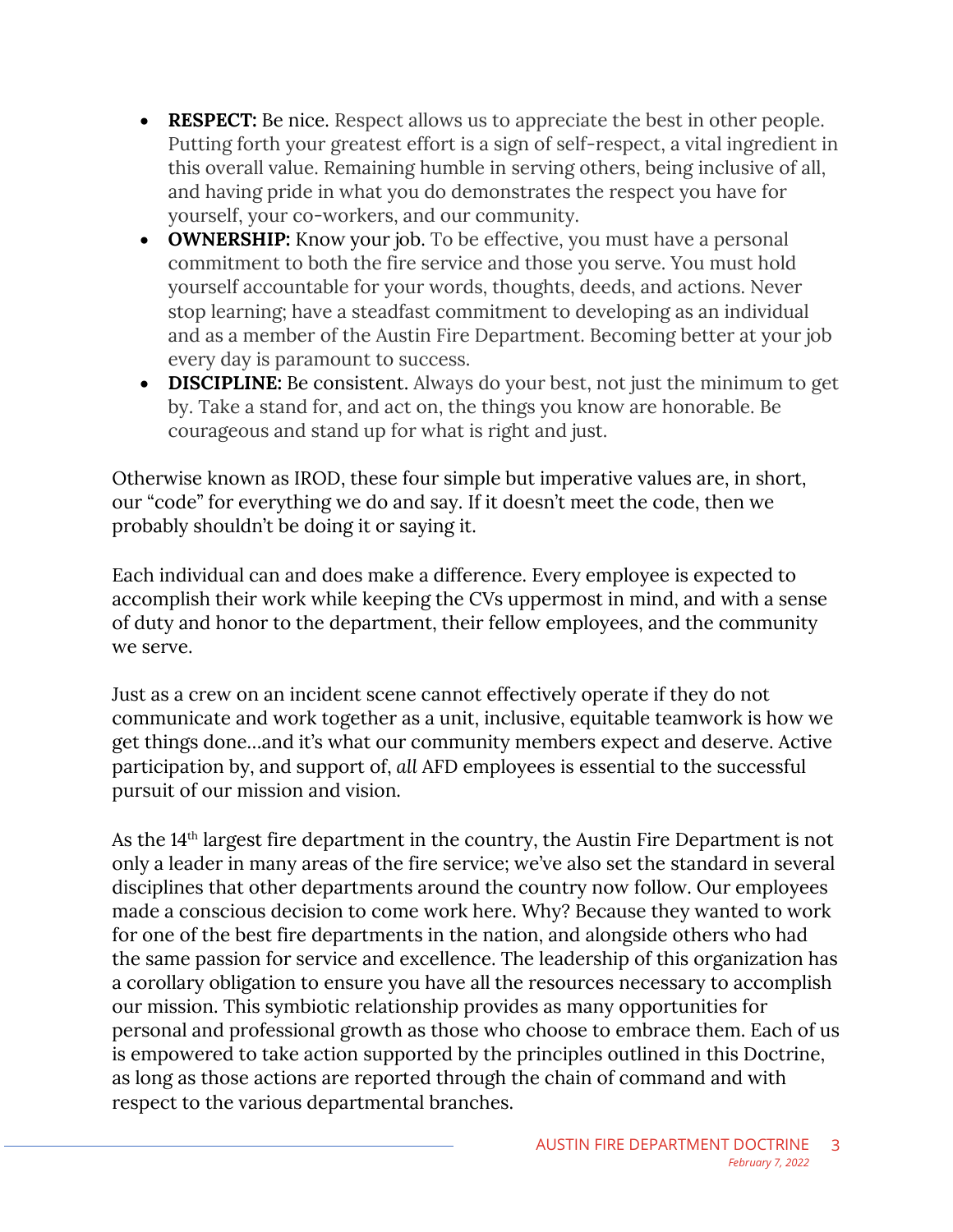- **RESPECT:** Be nice. Respect allows us to appreciate the best in other people. Putting forth your greatest effort is a sign of self-respect, a vital ingredient in this overall value. Remaining humble in serving others, being inclusive of all, and having pride in what you do demonstrates the respect you have for yourself, your co-workers, and our community.
- **OWNERSHIP:** Know your job. To be effective, you must have a personal commitment to both the fire service and those you serve. You must hold yourself accountable for your words, thoughts, deeds, and actions. Never stop learning; have a steadfast commitment to developing as an individual and as a member of the Austin Fire Department. Becoming better at your job every day is paramount to success.
- **DISCIPLINE:** Be consistent. Always do your best, not just the minimum to get by. Take a stand for, and act on, the things you know are honorable. Be courageous and stand up for what is right and just.

Otherwise known as IROD, these four simple but imperative values are, in short, our "code" for everything we do and say. If it doesn't meet the code, then we probably shouldn't be doing it or saying it.

Each individual can and does make a difference. Every employee is expected to accomplish their work while keeping the CVs uppermost in mind, and with a sense of duty and honor to the department, their fellow employees, and the community we serve.

Just as a crew on an incident scene cannot effectively operate if they do not communicate and work together as a unit, inclusive, equitable teamwork is how we get things done…and it's what our community members expect and deserve. Active participation by, and support of, *all* AFD employees is essential to the successful pursuit of our mission and vision.

As the 14th largest fire department in the country, the Austin Fire Department is not only a leader in many areas of the fire service; we've also set the standard in several disciplines that other departments around the country now follow. Our employees made a conscious decision to come work here. Why? Because they wanted to work for one of the best fire departments in the nation, and alongside others who had the same passion for service and excellence. The leadership of this organization has a corollary obligation to ensure you have all the resources necessary to accomplish our mission. This symbiotic relationship provides as many opportunities for personal and professional growth as those who choose to embrace them. Each of us is empowered to take action supported by the principles outlined in this Doctrine, as long as those actions are reported through the chain of command and with respect to the various departmental branches.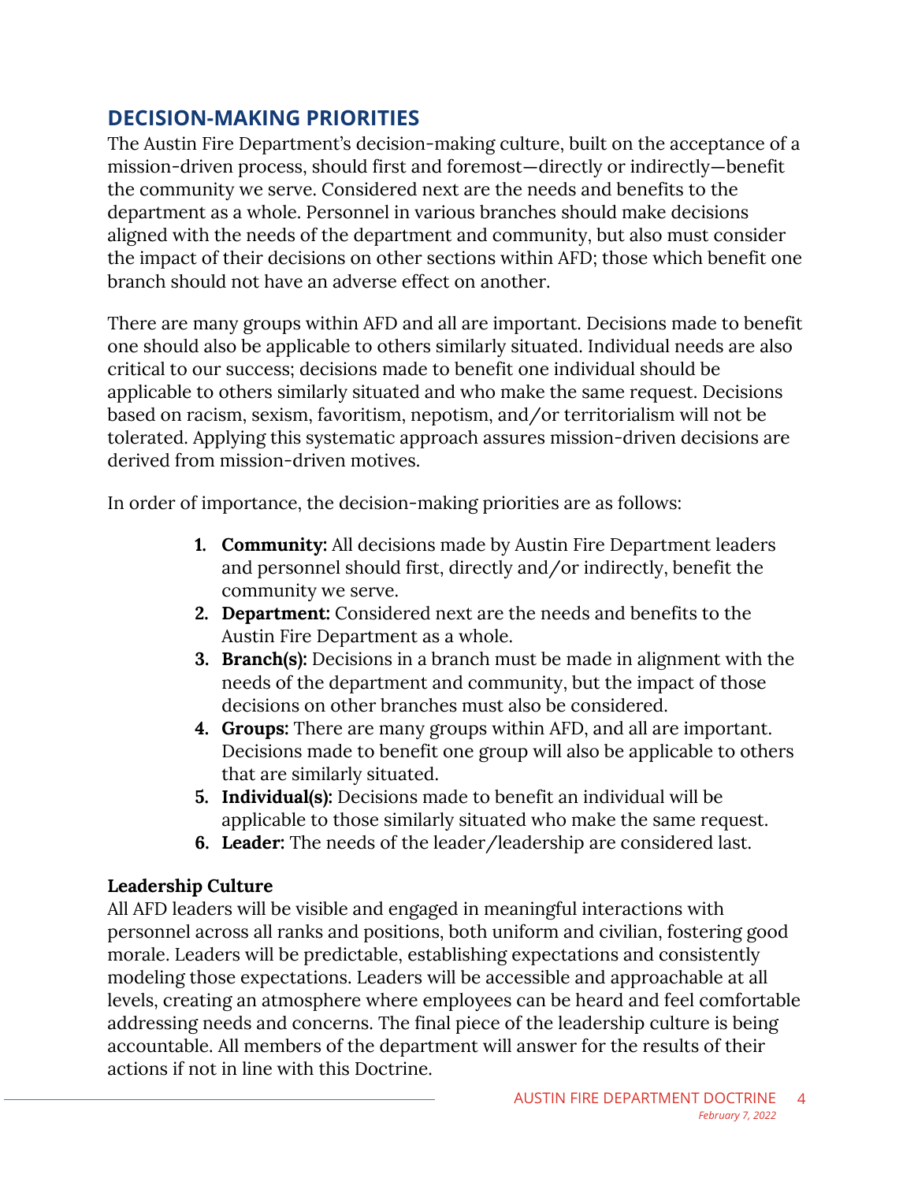## DECISION-MAKING PRIORITIES

The Austin Fire Department's decision-making culture, built on the acceptance of a mission-driven process, should first and foremost—directly or indirectly—benefit the community we serve. Considered next are the needs and benefits to the department as a whole. Personnel in various branches should make decisions aligned with the needs of the department and community, but also must consider the impact of their decisions on other sections within AFD; those which benefit one branch should not have an adverse effect on another.

There are many groups within AFD and all are important. Decisions made to benefit one should also be applicable to others similarly situated. Individual needs are also critical to our success; decisions made to benefit one individual should be applicable to others similarly situated and who make the same request. Decisions based on racism, sexism, favoritism, nepotism, and/or territorialism will not be tolerated. Applying this systematic approach assures mission-driven decisions are derived from mission-driven motives.

In order of importance, the decision-making priorities are as follows:

1. **Community:** All decisions made by Austin Fire Department leaders and personnel should first, directly and/or indirectly, benefit the community we serve.
2. **Department:** Considered next are the needs and benefits to the Austin Fire Department as a whole.
3. **Branch(s):** Decisions in a branch must be made in alignment with the needs of the department and community, but the impact of those decisions on other branches must also be considered.
4. **Groups:** There are many groups within AFD, and all are important. Decisions made to benefit one group will also be applicable to others that are similarly situated.
5. **Individual(s):** Decisions made to benefit an individual will be applicable to those similarly situated who make the same request.
6. **Leader:** The needs of the leader/leadership are considered last.

### Leadership Culture

All AFD leaders will be visible and engaged in meaningful interactions with personnel across all ranks and positions, both uniform and civilian, fostering good morale. Leaders will be predictable, establishing expectations and consistently modeling those expectations. Leaders will be accessible and approachable at all levels, creating an atmosphere where employees can be heard and feel comfortable addressing needs and concerns. The final piece of the leadership culture is being accountable. All members of the department will answer for the results of their actions if not in line with this Doctrine.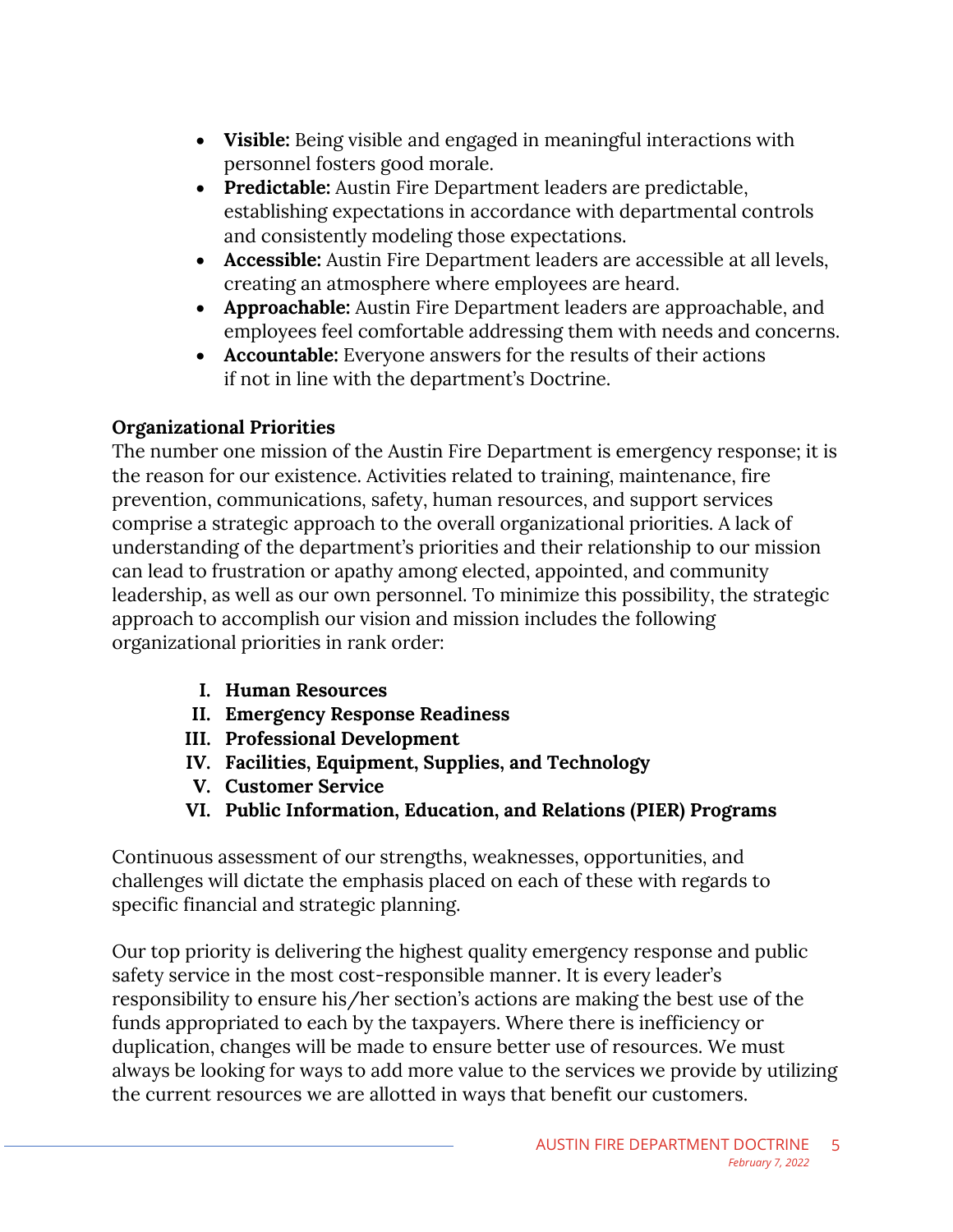- **Visible:** Being visible and engaged in meaningful interactions with personnel fosters good morale.
- **Predictable:** Austin Fire Department leaders are predictable, establishing expectations in accordance with departmental controls and consistently modeling those expectations.
- **Accessible:** Austin Fire Department leaders are accessible at all levels, creating an atmosphere where employees are heard.
- **Approachable:** Austin Fire Department leaders are approachable, and employees feel comfortable addressing them with needs and concerns.
- **Accountable:** Everyone answers for the results of their actions if not in line with the department's Doctrine.

**Organizational Priorities**

The number one mission of the Austin Fire Department is emergency response; it is the reason for our existence. Activities related to training, maintenance, fire prevention, communications, safety, human resources, and support services comprise a strategic approach to the overall organizational priorities. A lack of understanding of the department's priorities and their relationship to our mission can lead to frustration or apathy among elected, appointed, and community leadership, as well as our own personnel. To minimize this possibility, the strategic approach to accomplish our vision and mission includes the following organizational priorities in rank order:

I. **Human Resources**
II. **Emergency Response Readiness**
III. **Professional Development**
IV. **Facilities, Equipment, Supplies, and Technology**
V. **Customer Service**
VI. **Public Information, Education, and Relations (PIER) Programs**

Continuous assessment of our strengths, weaknesses, opportunities, and challenges will dictate the emphasis placed on each of these with regards to specific financial and strategic planning.

Our top priority is delivering the highest quality emergency response and public safety service in the most cost-responsible manner. It is every leader's responsibility to ensure his/her section's actions are making the best use of the funds appropriated to each by the taxpayers. Where there is inefficiency or duplication, changes will be made to ensure better use of resources. We must always be looking for ways to add more value to the services we provide by utilizing the current resources we are allotted in ways that benefit our customers.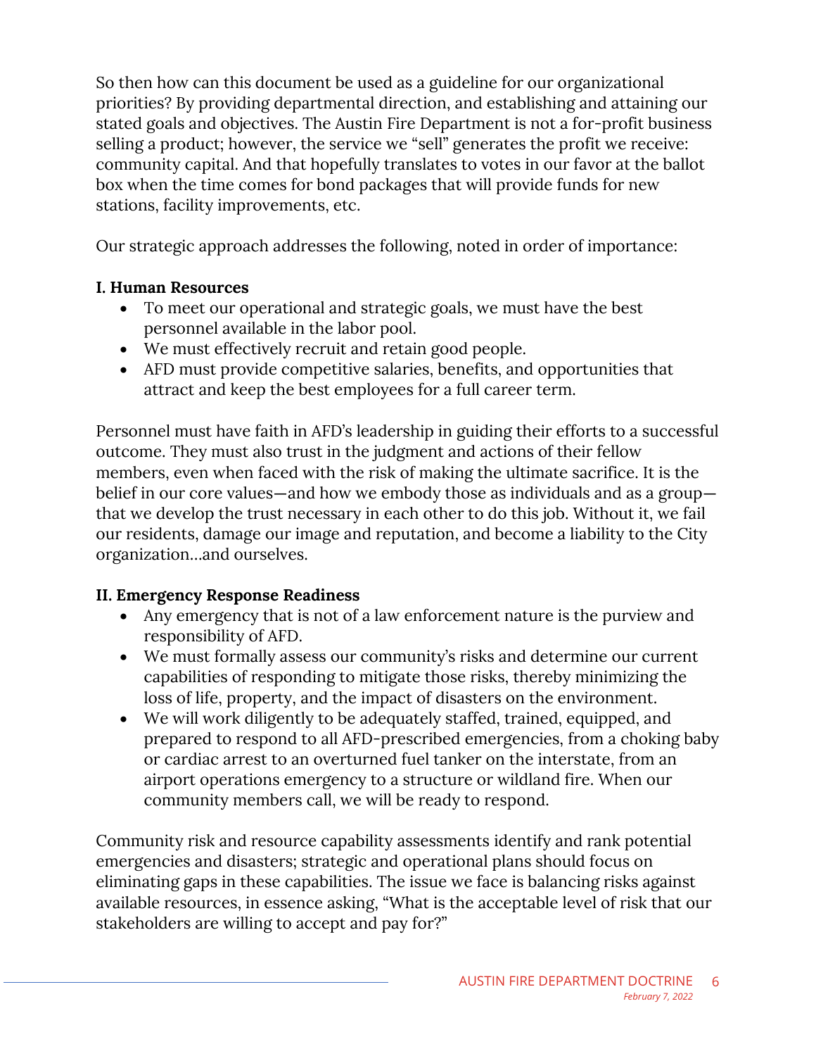So then how can this document be used as a guideline for our organizational priorities? By providing departmental direction, and establishing and attaining our stated goals and objectives. The Austin Fire Department is not a for-profit business selling a product; however, the service we "sell" generates the profit we receive: community capital. And that hopefully translates to votes in our favor at the ballot box when the time comes for bond packages that will provide funds for new stations, facility improvements, etc.

Our strategic approach addresses the following, noted in order of importance:

**I. Human Resources**

- To meet our operational and strategic goals, we must have the best personnel available in the labor pool.
- We must effectively recruit and retain good people.
- AFD must provide competitive salaries, benefits, and opportunities that attract and keep the best employees for a full career term.

Personnel must have faith in AFD's leadership in guiding their efforts to a successful outcome. They must also trust in the judgment and actions of their fellow members, even when faced with the risk of making the ultimate sacrifice. It is the belief in our core values—and how we embody those as individuals and as a group—that we develop the trust necessary in each other to do this job. Without it, we fail our residents, damage our image and reputation, and become a liability to the City organization…and ourselves.

**II. Emergency Response Readiness**

- Any emergency that is not of a law enforcement nature is the purview and responsibility of AFD.
- We must formally assess our community's risks and determine our current capabilities of responding to mitigate those risks, thereby minimizing the loss of life, property, and the impact of disasters on the environment.
- We will work diligently to be adequately staffed, trained, equipped, and prepared to respond to all AFD-prescribed emergencies, from a choking baby or cardiac arrest to an overturned fuel tanker on the interstate, from an airport operations emergency to a structure or wildland fire. When our community members call, we will be ready to respond.

Community risk and resource capability assessments identify and rank potential emergencies and disasters; strategic and operational plans should focus on eliminating gaps in these capabilities. The issue we face is balancing risks against available resources, in essence asking, "What is the acceptable level of risk that our stakeholders are willing to accept and pay for?"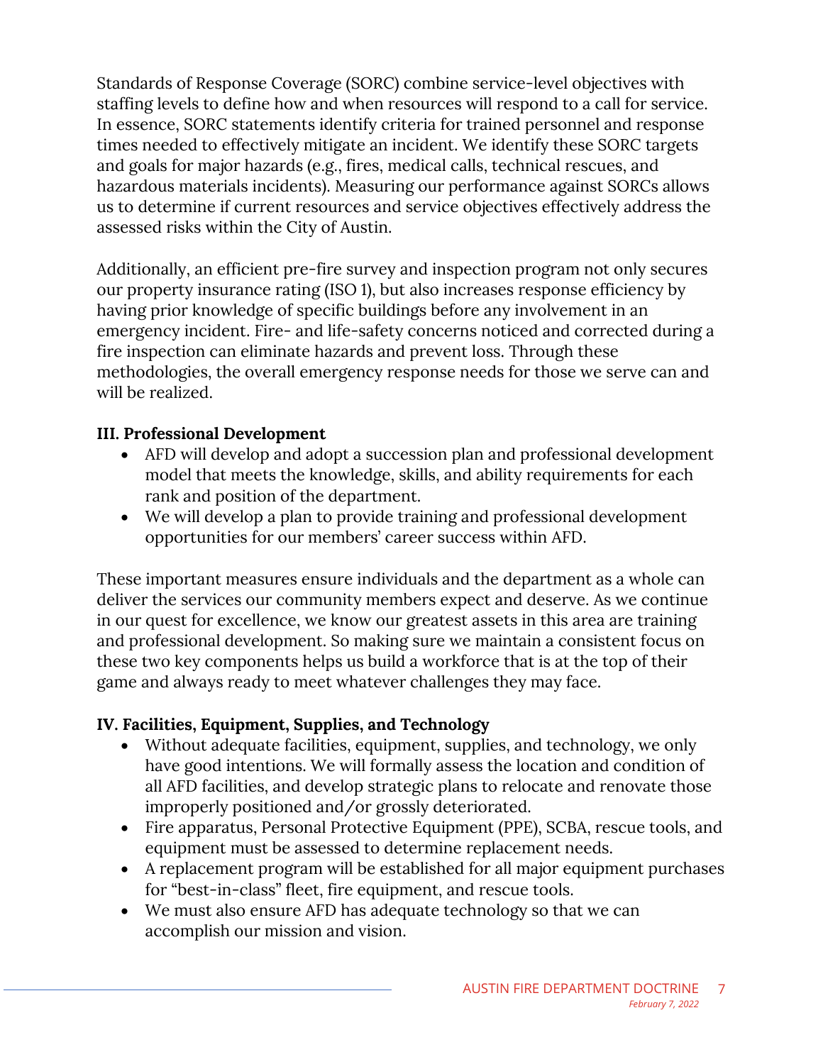Standards of Response Coverage (SORC) combine service-level objectives with staffing levels to define how and when resources will respond to a call for service. In essence, SORC statements identify criteria for trained personnel and response times needed to effectively mitigate an incident. We identify these SORC targets and goals for major hazards (e.g., fires, medical calls, technical rescues, and hazardous materials incidents). Measuring our performance against SORCs allows us to determine if current resources and service objectives effectively address the assessed risks within the City of Austin.

Additionally, an efficient pre-fire survey and inspection program not only secures our property insurance rating (ISO 1), but also increases response efficiency by having prior knowledge of specific buildings before any involvement in an emergency incident. Fire- and life-safety concerns noticed and corrected during a fire inspection can eliminate hazards and prevent loss. Through these methodologies, the overall emergency response needs for those we serve can and will be realized.

**III. Professional Development**

- AFD will develop and adopt a succession plan and professional development model that meets the knowledge, skills, and ability requirements for each rank and position of the department.
- We will develop a plan to provide training and professional development opportunities for our members' career success within AFD.

These important measures ensure individuals and the department as a whole can deliver the services our community members expect and deserve. As we continue in our quest for excellence, we know our greatest assets in this area are training and professional development. So making sure we maintain a consistent focus on these two key components helps us build a workforce that is at the top of their game and always ready to meet whatever challenges they may face.

**IV. Facilities, Equipment, Supplies, and Technology**

- Without adequate facilities, equipment, supplies, and technology, we only have good intentions. We will formally assess the location and condition of all AFD facilities, and develop strategic plans to relocate and renovate those improperly positioned and/or grossly deteriorated.
- Fire apparatus, Personal Protective Equipment (PPE), SCBA, rescue tools, and equipment must be assessed to determine replacement needs.
- A replacement program will be established for all major equipment purchases for "best-in-class" fleet, fire equipment, and rescue tools.
- We must also ensure AFD has adequate technology so that we can accomplish our mission and vision.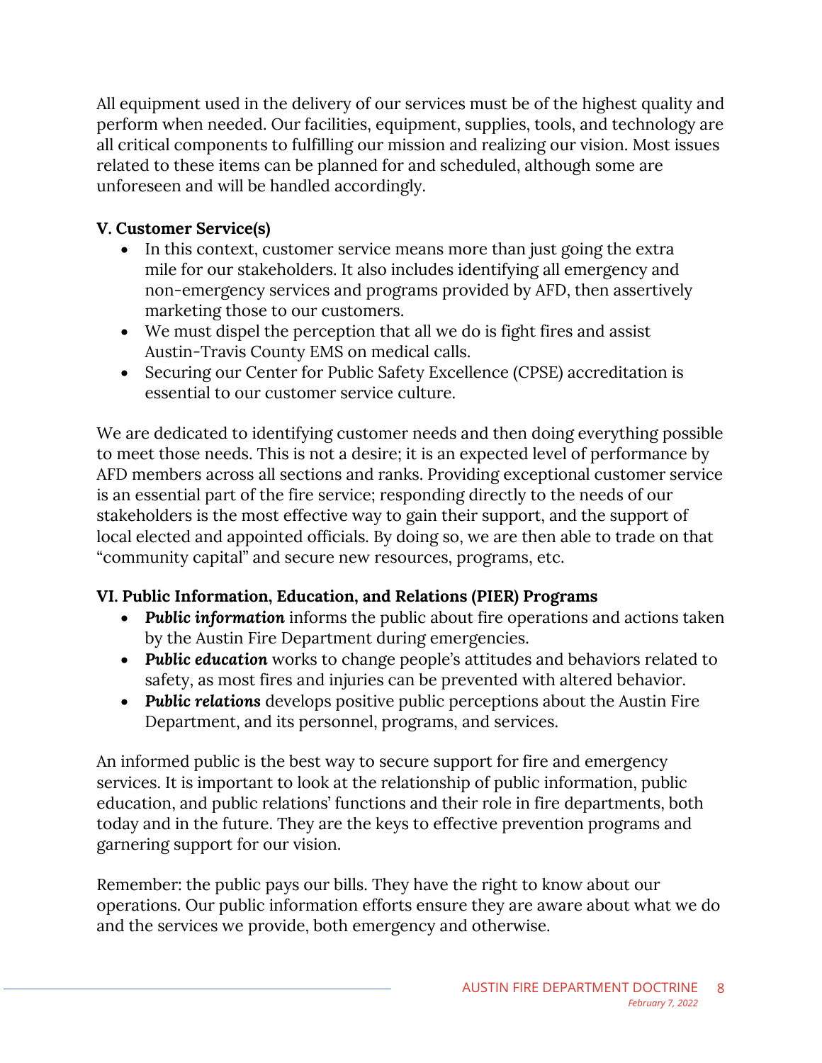All equipment used in the delivery of our services must be of the highest quality and perform when needed. Our facilities, equipment, supplies, tools, and technology are all critical components to fulfilling our mission and realizing our vision. Most issues related to these items can be planned for and scheduled, although some are unforeseen and will be handled accordingly.

### V. Customer Service(s)

- In this context, customer service means more than just going the extra mile for our stakeholders. It also includes identifying all emergency and non-emergency services and programs provided by AFD, then assertively marketing those to our customers.
- We must dispel the perception that all we do is fight fires and assist Austin-Travis County EMS on medical calls.
- Securing our Center for Public Safety Excellence (CPSE) accreditation is essential to our customer service culture.

We are dedicated to identifying customer needs and then doing everything possible to meet those needs. This is not a desire; it is an expected level of performance by AFD members across all sections and ranks. Providing exceptional customer service is an essential part of the fire service; responding directly to the needs of our stakeholders is the most effective way to gain their support, and the support of local elected and appointed officials. By doing so, we are then able to trade on that "community capital" and secure new resources, programs, etc.

### VI. Public Information, Education, and Relations (PIER) Programs

- ***Public information*** informs the public about fire operations and actions taken by the Austin Fire Department during emergencies.
- ***Public education*** works to change people's attitudes and behaviors related to safety, as most fires and injuries can be prevented with altered behavior.
- ***Public relations*** develops positive public perceptions about the Austin Fire Department, and its personnel, programs, and services.

An informed public is the best way to secure support for fire and emergency services. It is important to look at the relationship of public information, public education, and public relations' functions and their role in fire departments, both today and in the future. They are the keys to effective prevention programs and garnering support for our vision.

Remember: the public pays our bills. They have the right to know about our operations. Our public information efforts ensure they are aware about what we do and the services we provide, both emergency and otherwise.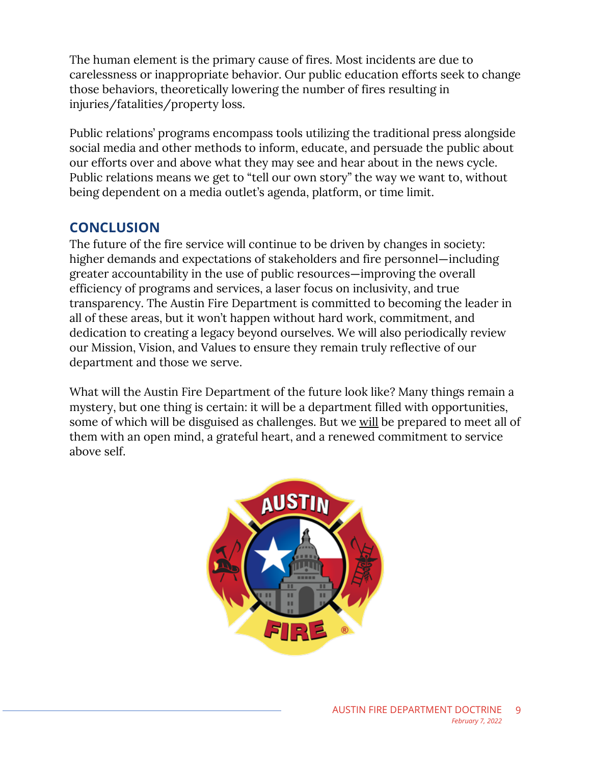The human element is the primary cause of fires. Most incidents are due to carelessness or inappropriate behavior. Our public education efforts seek to change those behaviors, theoretically lowering the number of fires resulting in injuries/fatalities/property loss.

Public relations' programs encompass tools utilizing the traditional press alongside social media and other methods to inform, educate, and persuade the public about our efforts over and above what they may see and hear about in the news cycle. Public relations means we get to "tell our own story" the way we want to, without being dependent on a media outlet's agenda, platform, or time limit.

## CONCLUSION

The future of the fire service will continue to be driven by changes in society: higher demands and expectations of stakeholders and fire personnel—including greater accountability in the use of public resources—improving the overall efficiency of programs and services, a laser focus on inclusivity, and true transparency. The Austin Fire Department is committed to becoming the leader in all of these areas, but it won't happen without hard work, commitment, and dedication to creating a legacy beyond ourselves. We will also periodically review our Mission, Vision, and Values to ensure they remain truly reflective of our department and those we serve.

What will the Austin Fire Department of the future look like? Many things remain a mystery, but one thing is certain: it will be a department filled with opportunities, some of which will be disguised as challenges. But we <u>will</u> be prepared to meet all of them with an open mind, a grateful heart, and a renewed commitment to service above self.